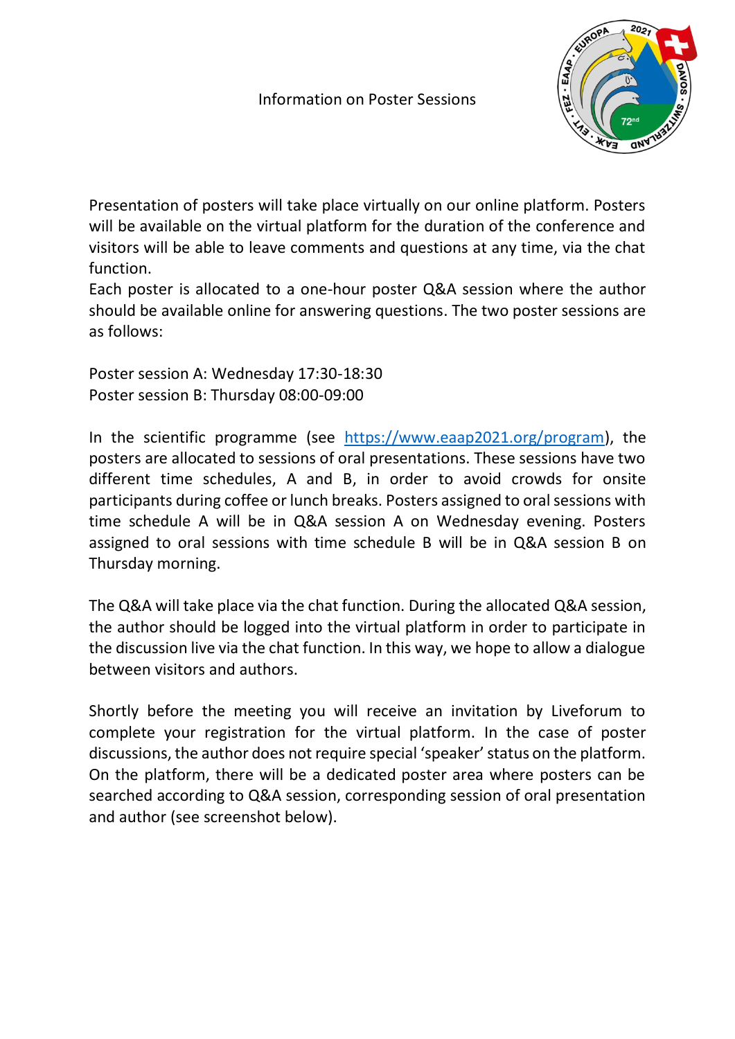# Information on Poster Sessions

Presentation of posters will take place virtually on our online platform. Posters will be available on the virtual platform for the duration of the conference and visitors will be able to leave comments and questions at any time, via the chat function.

Each poster is allocated to a one-hour poster Q&A session where the author should be available online for answering questions. The two poster sessions are as follows:

Poster session A: Wednesday 17:30-18:30
Poster session B: Thursday 08:00-09:00

In the scientific programme (see https://www.eaap2021.org/program), the posters are allocated to sessions of oral presentations. These sessions have two different time schedules, A and B, in order to avoid crowds for onsite participants during coffee or lunch breaks. Posters assigned to oral sessions with time schedule A will be in Q&A session A on Wednesday evening. Posters assigned to oral sessions with time schedule B will be in Q&A session B on Thursday morning.

The Q&A will take place via the chat function. During the allocated Q&A session, the author should be logged into the virtual platform in order to participate in the discussion live via the chat function. In this way, we hope to allow a dialogue between visitors and authors.

Shortly before the meeting you will receive an invitation by Liveforum to complete your registration for the virtual platform. In the case of poster discussions, the author does not require special 'speaker' status on the platform. On the platform, there will be a dedicated poster area where posters can be searched according to Q&A session, corresponding session of oral presentation and author (see screenshot below).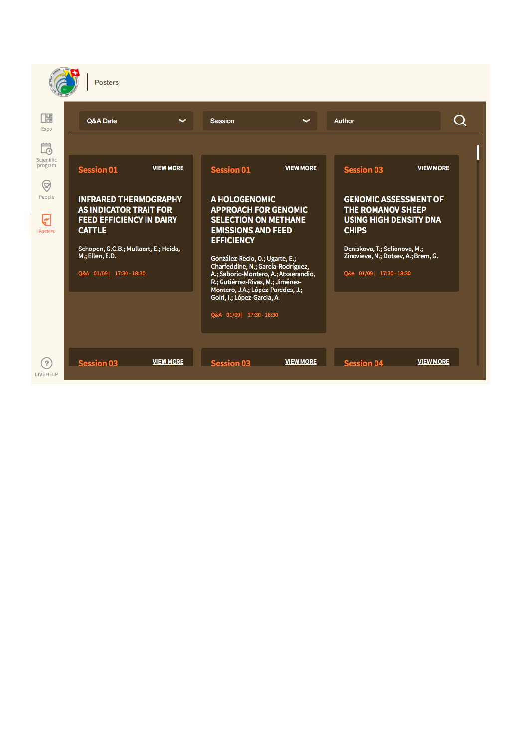Posters

Expo

Scientific program

People

Posters

LIVEHELP

Q&A Date | Session | Author

**Session 01** VIEW MORE

**INFRARED THERMOGRAPHY AS INDICATOR TRAIT FOR FEED EFFICIENCY IN DAIRY CATTLE**

Schopen, G.C.B.; Mullaart, E.; Heida, M.; Ellen, E.D.

Q&A 01/09 | 17:30 - 18:30

**Session 01** VIEW MORE

**A HOLOGENOMIC APPROACH FOR GENOMIC SELECTION ON METHANE EMISSIONS AND FEED EFFICIENCY**

González-Recio, O.; Ugarte, E.; Charfeddine, N.; García-Rodríguez, A.; Saborío-Montero, A.; Atxaerandio, R.; Gutiérrez-Rivas, M.; Jiménez-Montero, J.A.; López-Paredes, J.; Goiri, I.; López-Garcia, A.

Q&A 01/09 | 17:30 - 18:30

**Session 03** VIEW MORE

**GENOMIC ASSESSMENT OF THE ROMANOV SHEEP USING HIGH DENSITY DNA CHIPS**

Deniskova, T.; Selionova, M.; Zinovieva, N.; Dotsev, A.; Brem, G.

Q&A 01/09 | 17:30 - 18:30

**Session 03** VIEW MORE

**Session 03** VIEW MORE

**Session 04** VIEW MORE